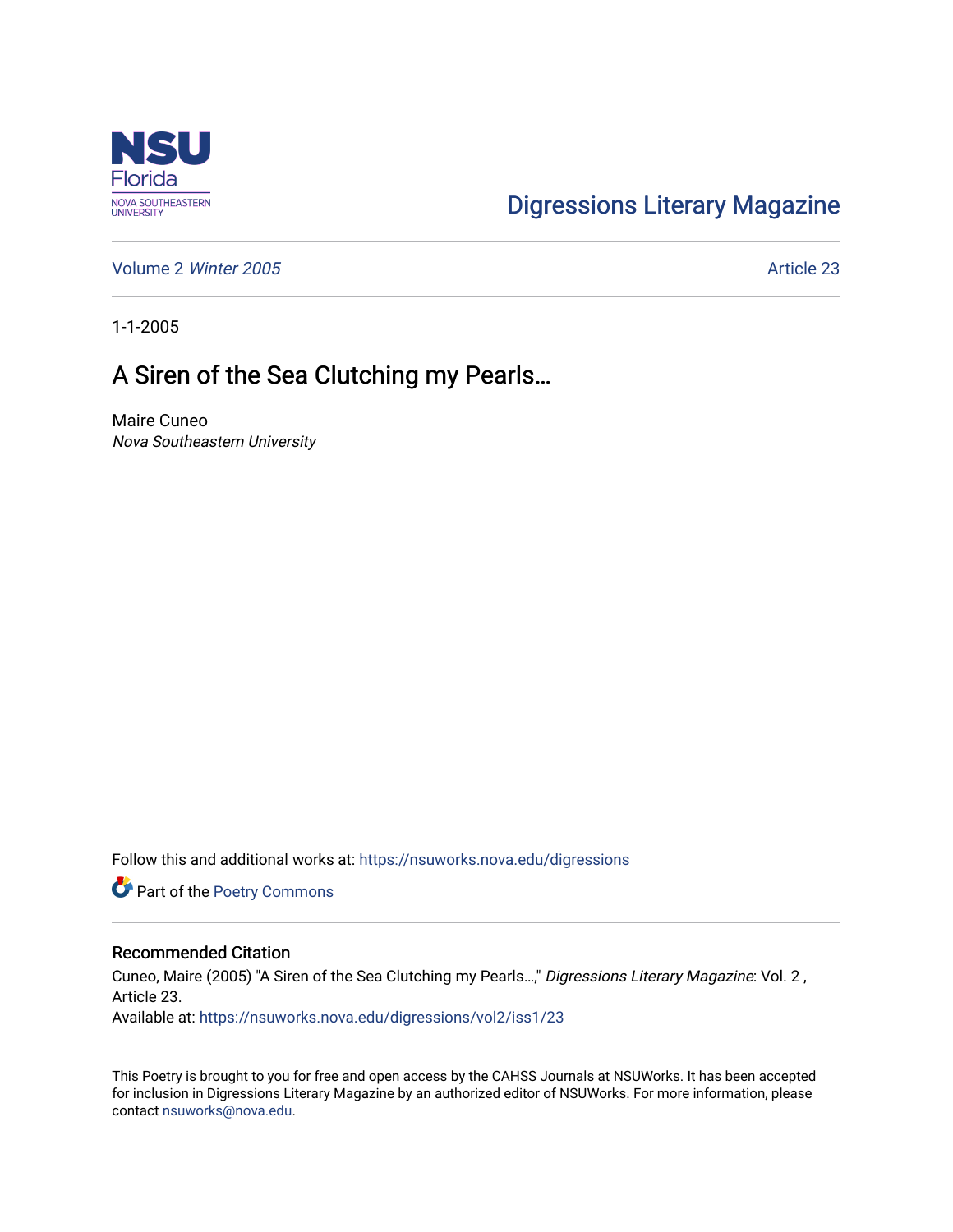Digressions Literary Magazine

Volume 2 *Winter 2005*

Article 23

1-1-2005

# A Siren of the Sea Clutching my Pearls…

Maire Cuneo
*Nova Southeastern University*

Follow this and additional works at: https://nsuworks.nova.edu/digressions

Part of the Poetry Commons

## Recommended Citation

Cuneo, Maire (2005) "A Siren of the Sea Clutching my Pearls…," *Digressions Literary Magazine*: Vol. 2 , Article 23.
Available at: https://nsuworks.nova.edu/digressions/vol2/iss1/23

This Poetry is brought to you for free and open access by the CAHSS Journals at NSUWorks. It has been accepted for inclusion in Digressions Literary Magazine by an authorized editor of NSUWorks. For more information, please contact nsuworks@nova.edu.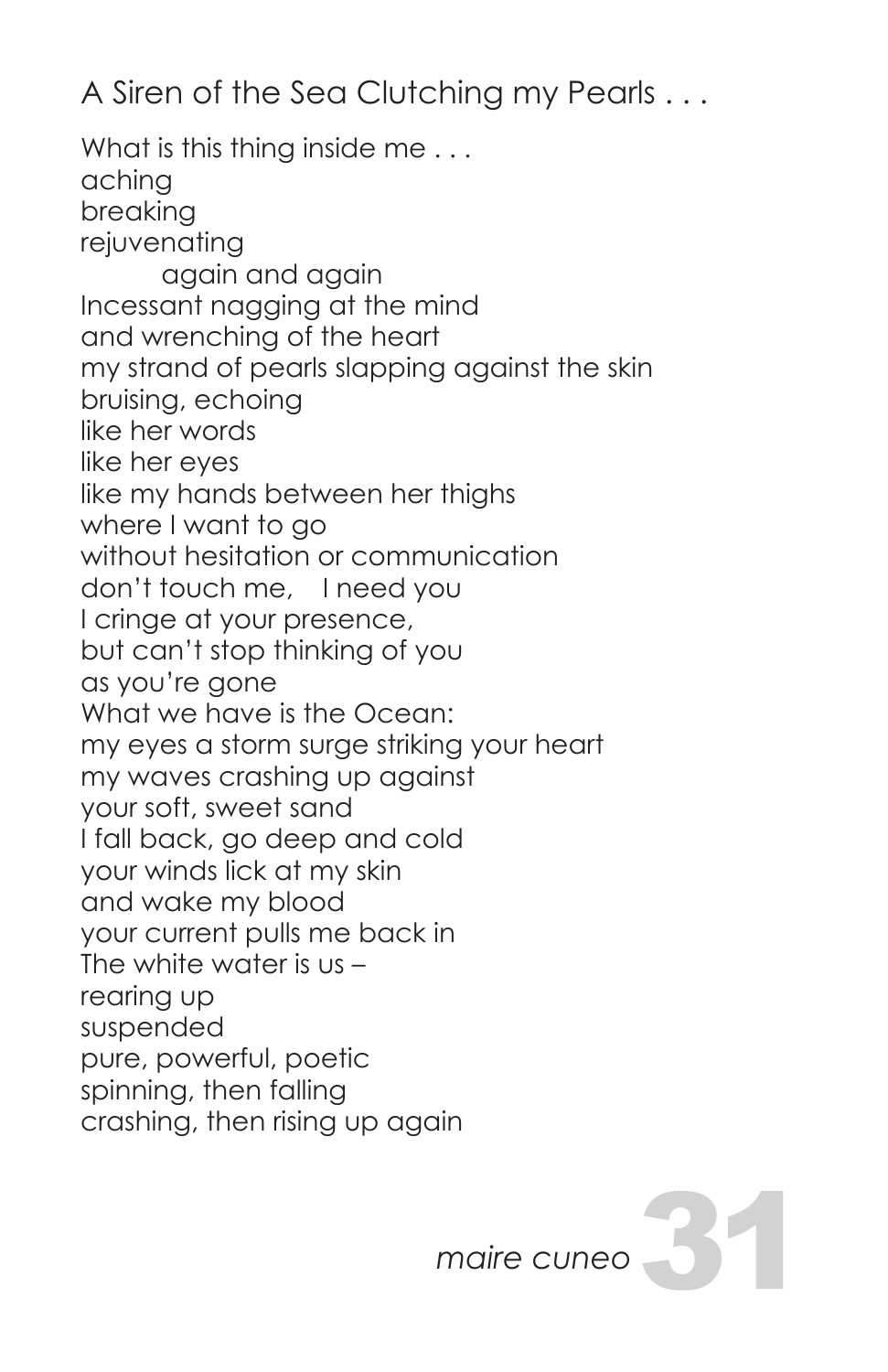## A Siren of the Sea Clutching my Pearls . . .

What is this thing inside me . . .  
aching  
breaking  
rejuvenating  
        again and again  
Incessant nagging at the mind  
and wrenching of the heart  
my strand of pearls slapping against the skin  
bruising, echoing  
like her words  
like her eyes  
like my hands between her thighs  
where I want to go  
without hesitation or communication  
don't touch me,   I need you  
I cringe at your presence,  
but can't stop thinking of you  
as you're gone  
What we have is the Ocean:  
my eyes a storm surge striking your heart  
my waves crashing up against  
your soft, sweet sand  
I fall back, go deep and cold  
your winds lick at my skin  
and wake my blood  
your current pulls me back in  
The white water is us –  
rearing up  
suspended  
pure, powerful, poetic  
spinning, then falling  
crashing, then rising up again

*maire cuneo*